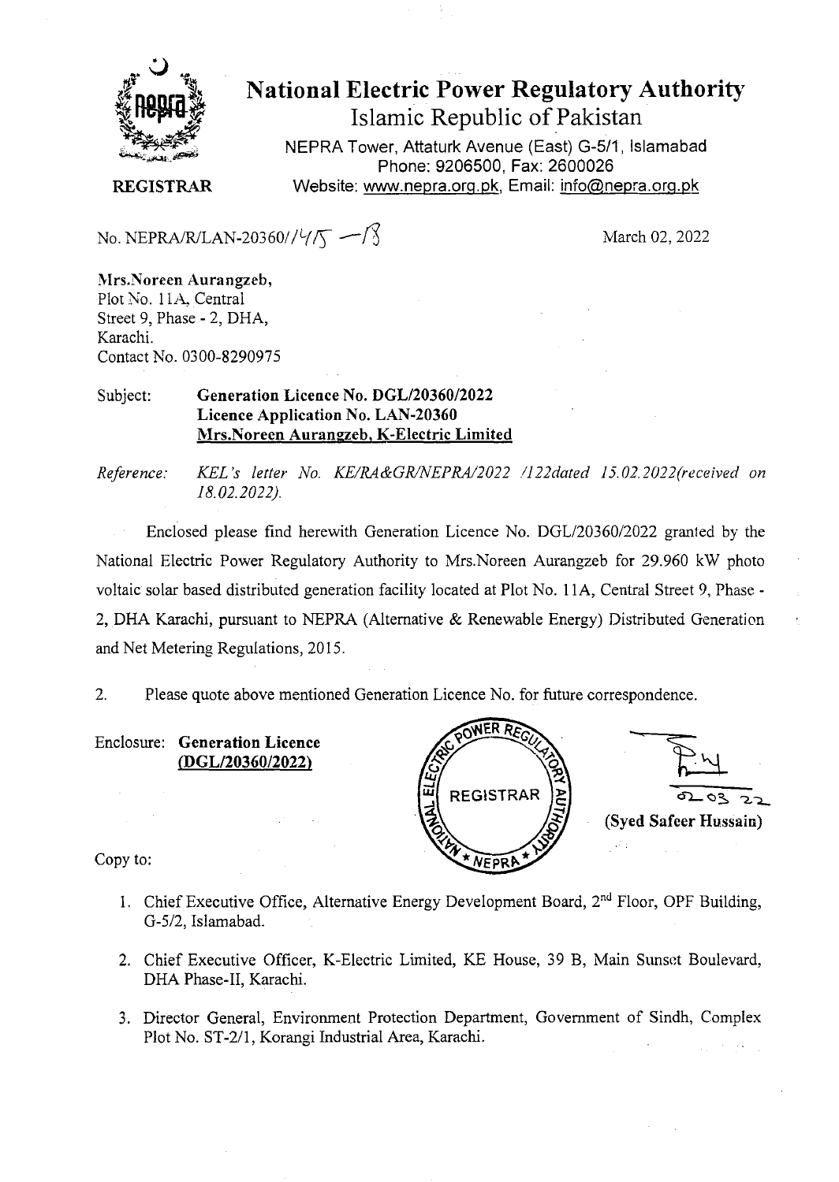# National Electric Power Regulatory Authority

## Islamic Republic of Pakistan

NEPRA Tower, Attaturk Avenue (East) G-5/1, Islamabad
Phone: 9206500, Fax: 2600026
Website: www.nepra.org.pk, Email: info@nepra.org.pk

**REGISTRAR**

No. NEPRA/R/LAN-20360//475 —13

March 02, 2022

**Mrs.Noreen Aurangzeb,**
Plot No. 11A, Central
Street 9, Phase - 2, DHA,
Karachi.
Contact No. 0300-8290975

Subject: **Generation Licence No. DGL/20360/2022**
**Licence Application No. LAN-20360**
**<u>Mrs.Noreen Aurangzeb, K-Electric Limited</u>**

*Reference: KEL's letter No. KE/RA&GR/NEPRA/2022 /122dated 15.02.2022(received on 18.02.2022).*

Enclosed please find herewith Generation Licence No. DGL/20360/2022 granted by the National Electric Power Regulatory Authority to Mrs.Noreen Aurangzeb for 29.960 kW photo voltaic solar based distributed generation facility located at Plot No. 11A, Central Street 9, Phase - 2, DHA Karachi, pursuant to NEPRA (Alternative & Renewable Energy) Distributed Generation and Net Metering Regulations, 2015.

2. Please quote above mentioned Generation Licence No. for future correspondence.

Enclosure: **Generation Licence**
**<u>(DGL/20360/2022)</u>**

02-03-22
**(Syed Safeer Hussain)**

Copy to:

1. Chief Executive Office, Alternative Energy Development Board, 2nd Floor, OPF Building, G-5/2, Islamabad.
2. Chief Executive Officer, K-Electric Limited, KE House, 39 B, Main Sunset Boulevard, DHA Phase-II, Karachi.
3. Director General, Environment Protection Department, Government of Sindh, Complex Plot No. ST-2/1, Korangi Industrial Area, Karachi.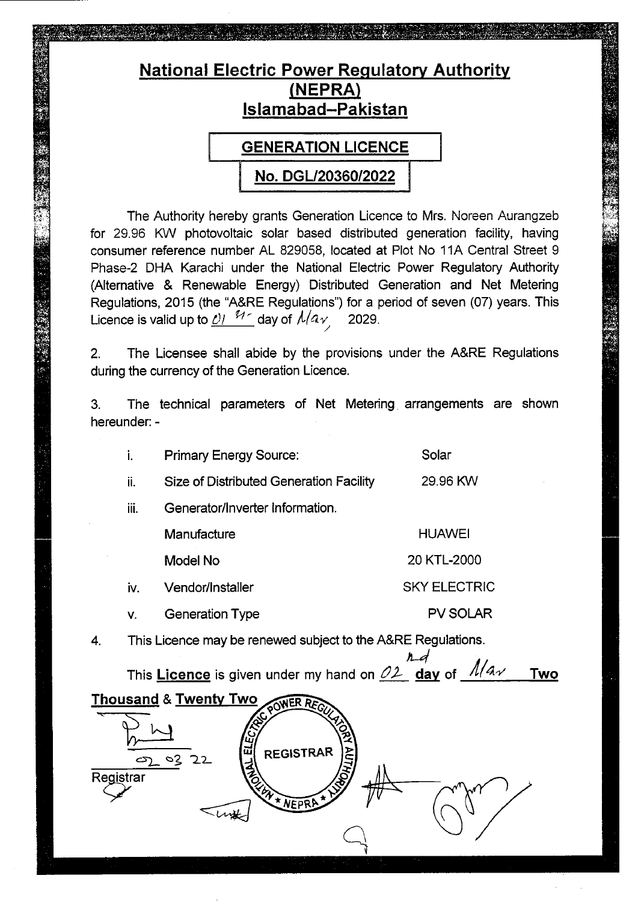# National Electric Power Regulatory Authority (NEPRA) Islamabad–Pakistan

## GENERATION LICENCE

## No. DGL/20360/2022

The Authority hereby grants Generation Licence to Mrs. Noreen Aurangzeb for 29.96 KW photovoltaic solar based distributed generation facility, having consumer reference number AL 829058, located at Plot No 11A Central Street 9 Phase-2 DHA Karachi under the National Electric Power Regulatory Authority (Alternative & Renewable Energy) Distributed Generation and Net Metering Regulations, 2015 (the "A&RE Regulations") for a period of seven (07) years. This Licence is valid up to 01 st day of May 2029.

2. The Licensee shall abide by the provisions under the A&RE Regulations during the currency of the Generation Licence.

3. The technical parameters of Net Metering arrangements are shown hereunder: -

| | | |
|---|---|---|
| i. | Primary Energy Source: | Solar |
| ii. | Size of Distributed Generation Facility | 29.96 KW |
| iii. | Generator/Inverter Information. | |
| | Manufacture | HUAWEI |
| | Model No | 20 KTL-2000 |
| iv. | Vendor/Installer | SKY ELECTRIC |
| v. | Generation Type | PV SOLAR |

4. This Licence may be renewed subject to the A&RE Regulations.

This **Licence** is given under my hand on 02nd **day** of May **Two Thousand** & **Twenty Two**

02.03.22

Registrar

REGISTRAR NATIONAL ELECTRIC POWER REGULATORY AUTHORITY NEPRA